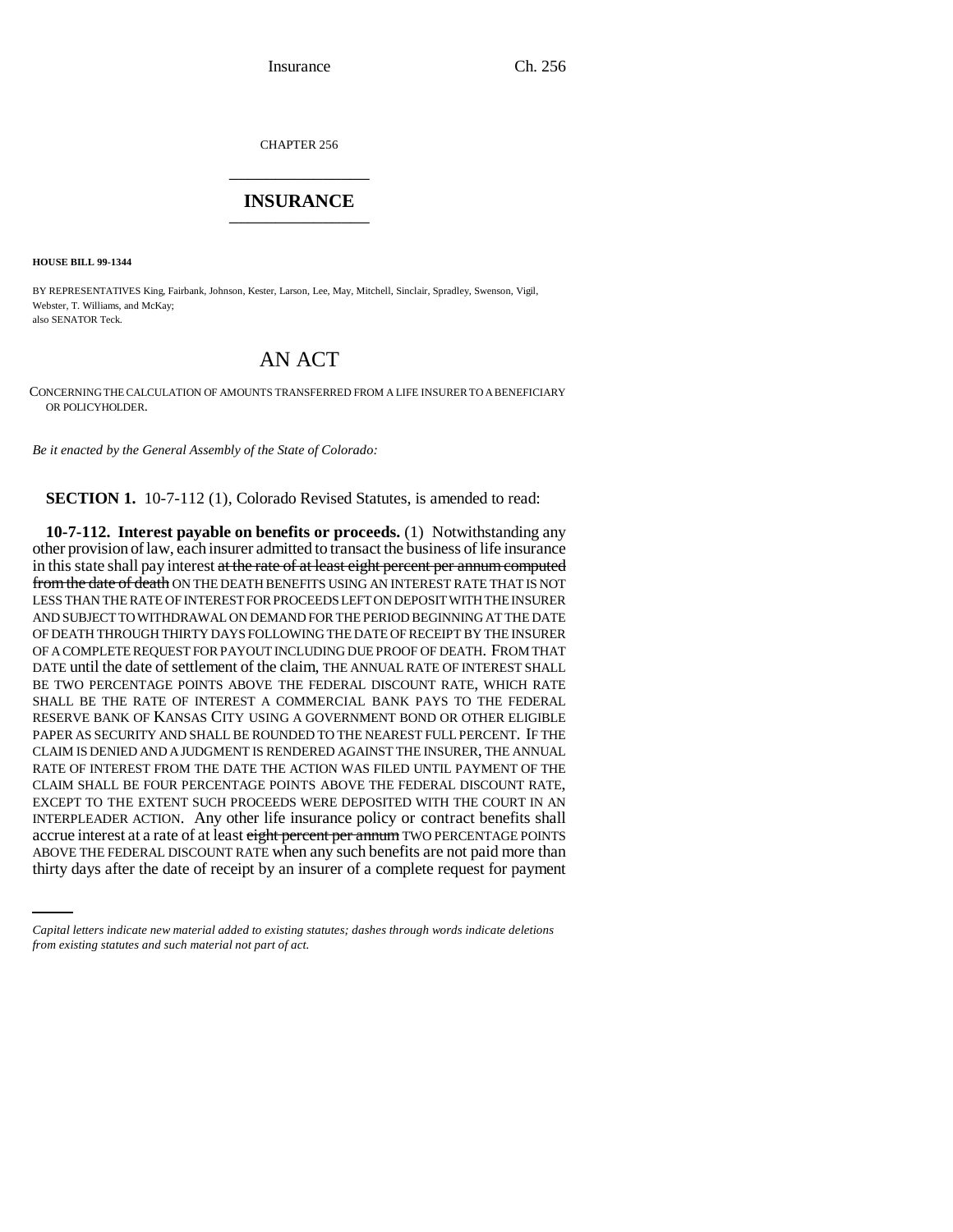CHAPTER 256

## INSURANCE

**HOUSE BILL 99-1344**

BY REPRESENTATIVES King, Fairbank, Johnson, Kester, Larson, Lee, May, Mitchell, Sinclair, Spradley, Swenson, Vigil, Webster, T. Williams, and McKay;
also SENATOR Teck.

# AN ACT

CONCERNING THE CALCULATION OF AMOUNTS TRANSFERRED FROM A LIFE INSURER TO A BENEFICIARY OR POLICYHOLDER.

*Be it enacted by the General Assembly of the State of Colorado:*

**SECTION 1.** 10-7-112 (1), Colorado Revised Statutes, is amended to read:

**10-7-112. Interest payable on benefits or proceeds.** (1) Notwithstanding any other provision of law, each insurer admitted to transact the business of life insurance in this state shall pay interest ~~at the rate of at least eight percent per annum computed from the date of death~~ ON THE DEATH BENEFITS USING AN INTEREST RATE THAT IS NOT LESS THAN THE RATE OF INTEREST FOR PROCEEDS LEFT ON DEPOSIT WITH THE INSURER AND SUBJECT TO WITHDRAWAL ON DEMAND FOR THE PERIOD BEGINNING AT THE DATE OF DEATH THROUGH THIRTY DAYS FOLLOWING THE DATE OF RECEIPT BY THE INSURER OF A COMPLETE REQUEST FOR PAYOUT INCLUDING DUE PROOF OF DEATH. FROM THAT DATE until the date of settlement of the claim, THE ANNUAL RATE OF INTEREST SHALL BE TWO PERCENTAGE POINTS ABOVE THE FEDERAL DISCOUNT RATE, WHICH RATE SHALL BE THE RATE OF INTEREST A COMMERCIAL BANK PAYS TO THE FEDERAL RESERVE BANK OF KANSAS CITY USING A GOVERNMENT BOND OR OTHER ELIGIBLE PAPER AS SECURITY AND SHALL BE ROUNDED TO THE NEAREST FULL PERCENT. IF THE CLAIM IS DENIED AND A JUDGMENT IS RENDERED AGAINST THE INSURER, THE ANNUAL RATE OF INTEREST FROM THE DATE THE ACTION WAS FILED UNTIL PAYMENT OF THE CLAIM SHALL BE FOUR PERCENTAGE POINTS ABOVE THE FEDERAL DISCOUNT RATE, EXCEPT TO THE EXTENT SUCH PROCEEDS WERE DEPOSITED WITH THE COURT IN AN INTERPLEADER ACTION. Any other life insurance policy or contract benefits shall accrue interest at a rate of at least ~~eight percent per annum~~ TWO PERCENTAGE POINTS ABOVE THE FEDERAL DISCOUNT RATE when any such benefits are not paid more than thirty days after the date of receipt by an insurer of a complete request for payment

*Capital letters indicate new material added to existing statutes; dashes through words indicate deletions from existing statutes and such material not part of act.*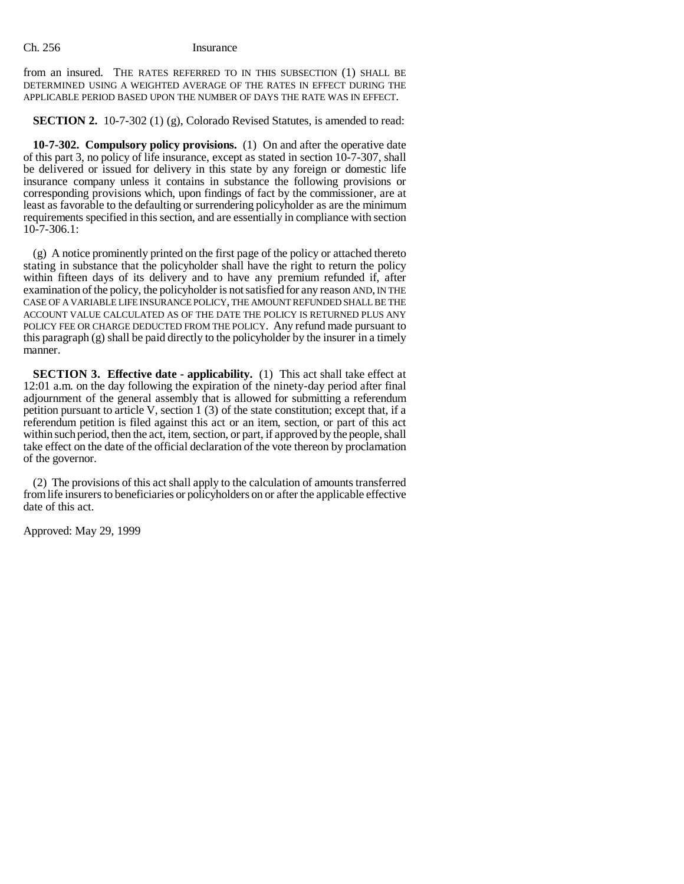from an insured. THE RATES REFERRED TO IN THIS SUBSECTION (1) SHALL BE DETERMINED USING A WEIGHTED AVERAGE OF THE RATES IN EFFECT DURING THE APPLICABLE PERIOD BASED UPON THE NUMBER OF DAYS THE RATE WAS IN EFFECT.

**SECTION 2.** 10-7-302 (1) (g), Colorado Revised Statutes, is amended to read:

**10-7-302. Compulsory policy provisions.** (1) On and after the operative date of this part 3, no policy of life insurance, except as stated in section 10-7-307, shall be delivered or issued for delivery in this state by any foreign or domestic life insurance company unless it contains in substance the following provisions or corresponding provisions which, upon findings of fact by the commissioner, are at least as favorable to the defaulting or surrendering policyholder as are the minimum requirements specified in this section, and are essentially in compliance with section 10-7-306.1:

(g) A notice prominently printed on the first page of the policy or attached thereto stating in substance that the policyholder shall have the right to return the policy within fifteen days of its delivery and to have any premium refunded if, after examination of the policy, the policyholder is not satisfied for any reason AND, IN THE CASE OF A VARIABLE LIFE INSURANCE POLICY, THE AMOUNT REFUNDED SHALL BE THE ACCOUNT VALUE CALCULATED AS OF THE DATE THE POLICY IS RETURNED PLUS ANY POLICY FEE OR CHARGE DEDUCTED FROM THE POLICY. Any refund made pursuant to this paragraph (g) shall be paid directly to the policyholder by the insurer in a timely manner.

**SECTION 3. Effective date - applicability.** (1) This act shall take effect at 12:01 a.m. on the day following the expiration of the ninety-day period after final adjournment of the general assembly that is allowed for submitting a referendum petition pursuant to article V, section 1 (3) of the state constitution; except that, if a referendum petition is filed against this act or an item, section, or part of this act within such period, then the act, item, section, or part, if approved by the people, shall take effect on the date of the official declaration of the vote thereon by proclamation of the governor.

(2) The provisions of this act shall apply to the calculation of amounts transferred from life insurers to beneficiaries or policyholders on or after the applicable effective date of this act.

Approved: May 29, 1999